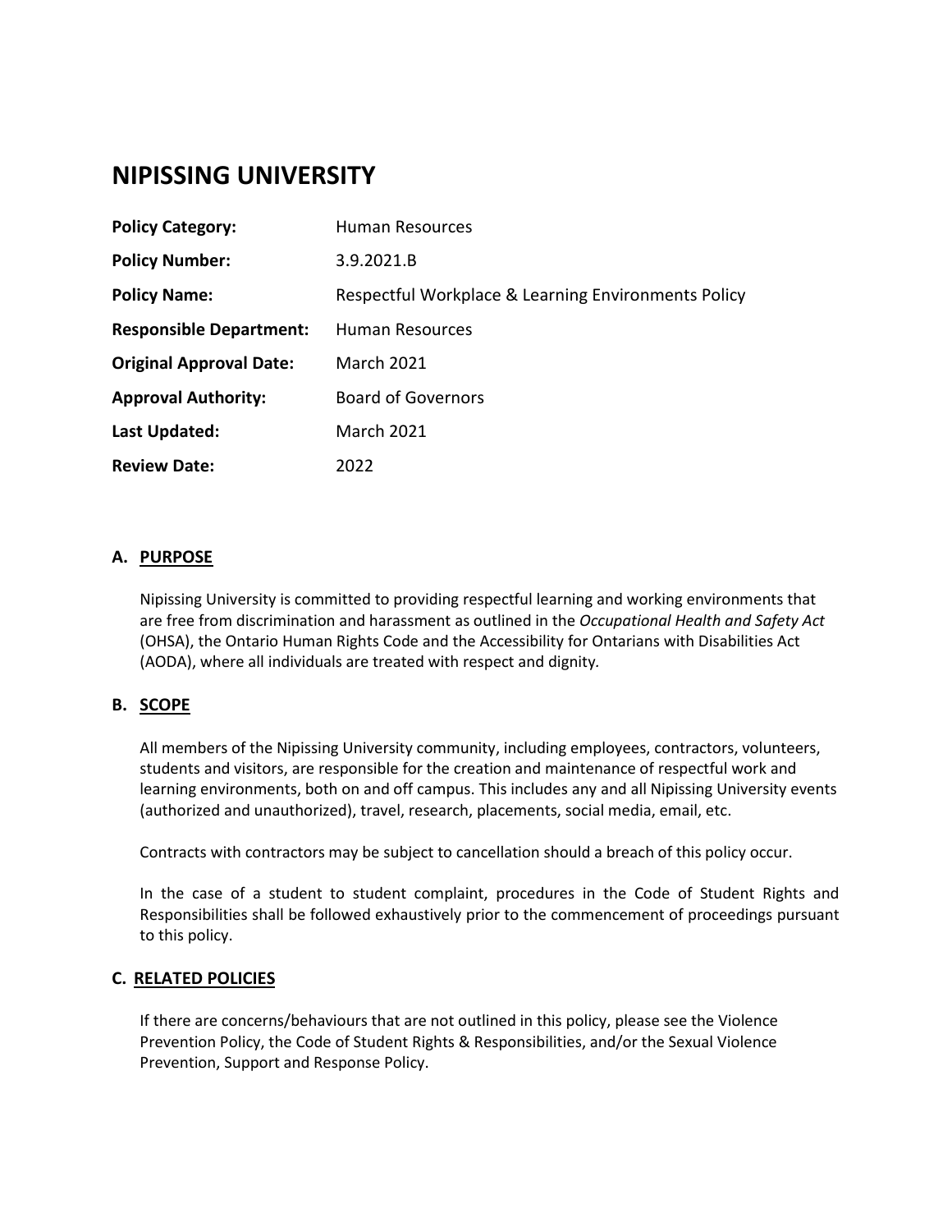# NIPISSING UNIVERSITY

| | |
|---|---|
| **Policy Category:** | Human Resources |
| **Policy Number:** | 3.9.2021.B |
| **Policy Name:** | Respectful Workplace & Learning Environments Policy |
| **Responsible Department:** | Human Resources |
| **Original Approval Date:** | March 2021 |
| **Approval Authority:** | Board of Governors |
| **Last Updated:** | March 2021 |
| **Review Date:** | 2022 |

## A. PURPOSE

Nipissing University is committed to providing respectful learning and working environments that are free from discrimination and harassment as outlined in the *Occupational Health and Safety Act* (OHSA), the Ontario Human Rights Code and the Accessibility for Ontarians with Disabilities Act (AODA), where all individuals are treated with respect and dignity.

## B. SCOPE

All members of the Nipissing University community, including employees, contractors, volunteers, students and visitors, are responsible for the creation and maintenance of respectful work and learning environments, both on and off campus. This includes any and all Nipissing University events (authorized and unauthorized), travel, research, placements, social media, email, etc.

Contracts with contractors may be subject to cancellation should a breach of this policy occur.

In the case of a student to student complaint, procedures in the Code of Student Rights and Responsibilities shall be followed exhaustively prior to the commencement of proceedings pursuant to this policy.

## C. RELATED POLICIES

If there are concerns/behaviours that are not outlined in this policy, please see the Violence Prevention Policy, the Code of Student Rights & Responsibilities, and/or the Sexual Violence Prevention, Support and Response Policy.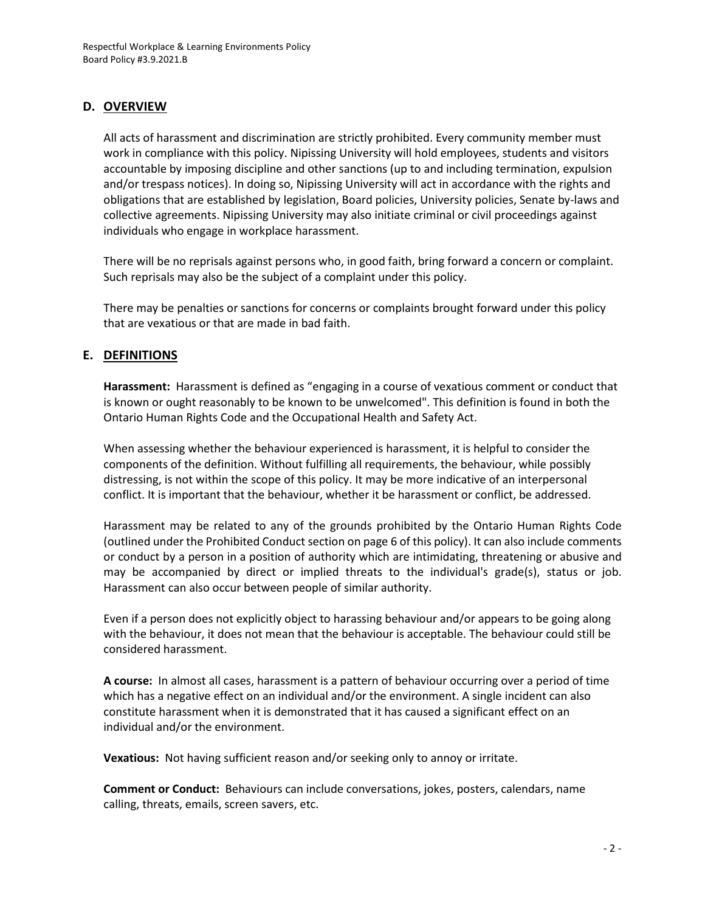## D. OVERVIEW

All acts of harassment and discrimination are strictly prohibited. Every community member must work in compliance with this policy. Nipissing University will hold employees, students and visitors accountable by imposing discipline and other sanctions (up to and including termination, expulsion and/or trespass notices). In doing so, Nipissing University will act in accordance with the rights and obligations that are established by legislation, Board policies, University policies, Senate by-laws and collective agreements. Nipissing University may also initiate criminal or civil proceedings against individuals who engage in workplace harassment.

There will be no reprisals against persons who, in good faith, bring forward a concern or complaint. Such reprisals may also be the subject of a complaint under this policy.

There may be penalties or sanctions for concerns or complaints brought forward under this policy that are vexatious or that are made in bad faith.

## E. DEFINITIONS

**Harassment:** Harassment is defined as "engaging in a course of vexatious comment or conduct that is known or ought reasonably to be known to be unwelcomed". This definition is found in both the Ontario Human Rights Code and the Occupational Health and Safety Act.

When assessing whether the behaviour experienced is harassment, it is helpful to consider the components of the definition. Without fulfilling all requirements, the behaviour, while possibly distressing, is not within the scope of this policy. It may be more indicative of an interpersonal conflict. It is important that the behaviour, whether it be harassment or conflict, be addressed.

Harassment may be related to any of the grounds prohibited by the Ontario Human Rights Code (outlined under the Prohibited Conduct section on page 6 of this policy). It can also include comments or conduct by a person in a position of authority which are intimidating, threatening or abusive and may be accompanied by direct or implied threats to the individual's grade(s), status or job. Harassment can also occur between people of similar authority.

Even if a person does not explicitly object to harassing behaviour and/or appears to be going along with the behaviour, it does not mean that the behaviour is acceptable. The behaviour could still be considered harassment.

**A course:** In almost all cases, harassment is a pattern of behaviour occurring over a period of time which has a negative effect on an individual and/or the environment. A single incident can also constitute harassment when it is demonstrated that it has caused a significant effect on an individual and/or the environment.

**Vexatious:** Not having sufficient reason and/or seeking only to annoy or irritate.

**Comment or Conduct:** Behaviours can include conversations, jokes, posters, calendars, name calling, threats, emails, screen savers, etc.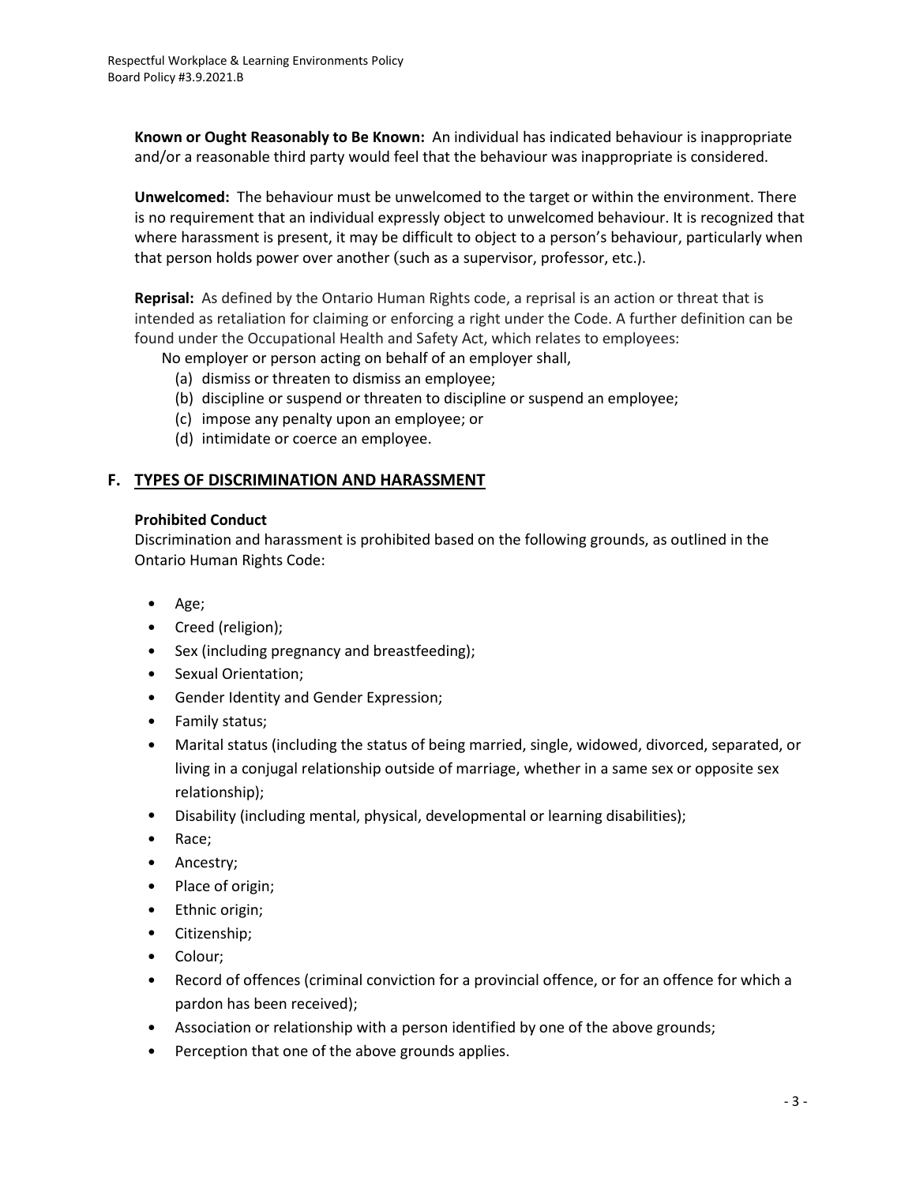**Known or Ought Reasonably to Be Known:** An individual has indicated behaviour is inappropriate and/or a reasonable third party would feel that the behaviour was inappropriate is considered.

**Unwelcomed:** The behaviour must be unwelcomed to the target or within the environment. There is no requirement that an individual expressly object to unwelcomed behaviour. It is recognized that where harassment is present, it may be difficult to object to a person's behaviour, particularly when that person holds power over another (such as a supervisor, professor, etc.).

**Reprisal:** As defined by the Ontario Human Rights code, a reprisal is an action or threat that is intended as retaliation for claiming or enforcing a right under the Code. A further definition can be found under the Occupational Health and Safety Act, which relates to employees:

No employer or person acting on behalf of an employer shall,

(a) dismiss or threaten to dismiss an employee;
(b) discipline or suspend or threaten to discipline or suspend an employee;
(c) impose any penalty upon an employee; or
(d) intimidate or coerce an employee.

## F. TYPES OF DISCRIMINATION AND HARASSMENT

**Prohibited Conduct**

Discrimination and harassment is prohibited based on the following grounds, as outlined in the Ontario Human Rights Code:

- Age;
- Creed (religion);
- Sex (including pregnancy and breastfeeding);
- Sexual Orientation;
- Gender Identity and Gender Expression;
- Family status;
- Marital status (including the status of being married, single, widowed, divorced, separated, or living in a conjugal relationship outside of marriage, whether in a same sex or opposite sex relationship);
- Disability (including mental, physical, developmental or learning disabilities);
- Race;
- Ancestry;
- Place of origin;
- Ethnic origin;
- Citizenship;
- Colour;
- Record of offences (criminal conviction for a provincial offence, or for an offence for which a pardon has been received);
- Association or relationship with a person identified by one of the above grounds;
- Perception that one of the above grounds applies.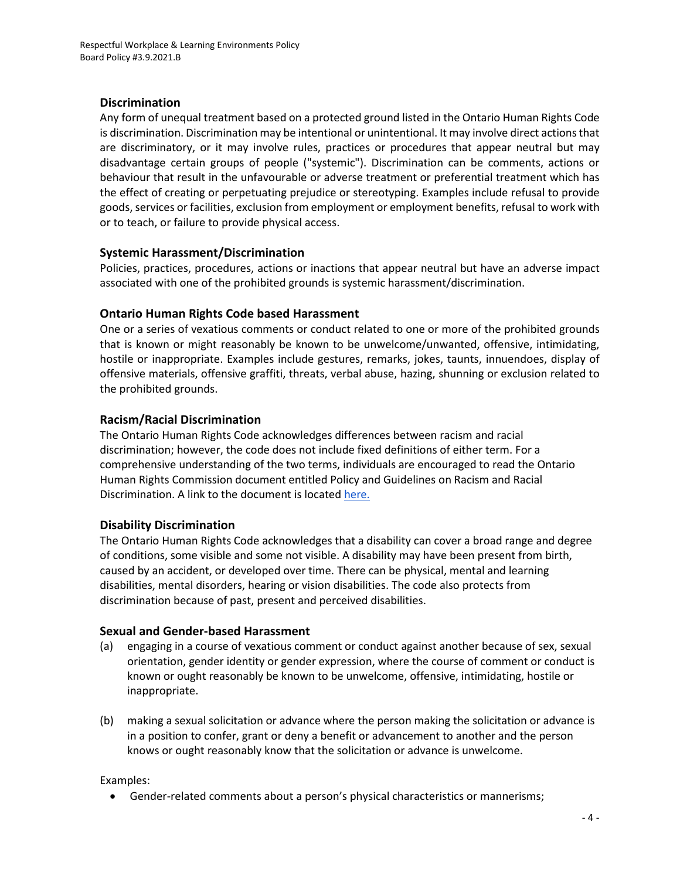### Discrimination

Any form of unequal treatment based on a protected ground listed in the Ontario Human Rights Code is discrimination. Discrimination may be intentional or unintentional. It may involve direct actions that are discriminatory, or it may involve rules, practices or procedures that appear neutral but may disadvantage certain groups of people ("systemic"). Discrimination can be comments, actions or behaviour that result in the unfavourable or adverse treatment or preferential treatment which has the effect of creating or perpetuating prejudice or stereotyping. Examples include refusal to provide goods, services or facilities, exclusion from employment or employment benefits, refusal to work with or to teach, or failure to provide physical access.

### Systemic Harassment/Discrimination

Policies, practices, procedures, actions or inactions that appear neutral but have an adverse impact associated with one of the prohibited grounds is systemic harassment/discrimination.

### Ontario Human Rights Code based Harassment

One or a series of vexatious comments or conduct related to one or more of the prohibited grounds that is known or might reasonably be known to be unwelcome/unwanted, offensive, intimidating, hostile or inappropriate. Examples include gestures, remarks, jokes, taunts, innuendoes, display of offensive materials, offensive graffiti, threats, verbal abuse, hazing, shunning or exclusion related to the prohibited grounds.

### Racism/Racial Discrimination

The Ontario Human Rights Code acknowledges differences between racism and racial discrimination; however, the code does not include fixed definitions of either term. For a comprehensive understanding of the two terms, individuals are encouraged to read the Ontario Human Rights Commission document entitled Policy and Guidelines on Racism and Racial Discrimination. A link to the document is located here.

### Disability Discrimination

The Ontario Human Rights Code acknowledges that a disability can cover a broad range and degree of conditions, some visible and some not visible. A disability may have been present from birth, caused by an accident, or developed over time. There can be physical, mental and learning disabilities, mental disorders, hearing or vision disabilities. The code also protects from discrimination because of past, present and perceived disabilities.

### Sexual and Gender-based Harassment

(a) engaging in a course of vexatious comment or conduct against another because of sex, sexual orientation, gender identity or gender expression, where the course of comment or conduct is known or ought reasonably be known to be unwelcome, offensive, intimidating, hostile or inappropriate.

(b) making a sexual solicitation or advance where the person making the solicitation or advance is in a position to confer, grant or deny a benefit or advancement to another and the person knows or ought reasonably know that the solicitation or advance is unwelcome.

Examples:

- Gender-related comments about a person's physical characteristics or mannerisms;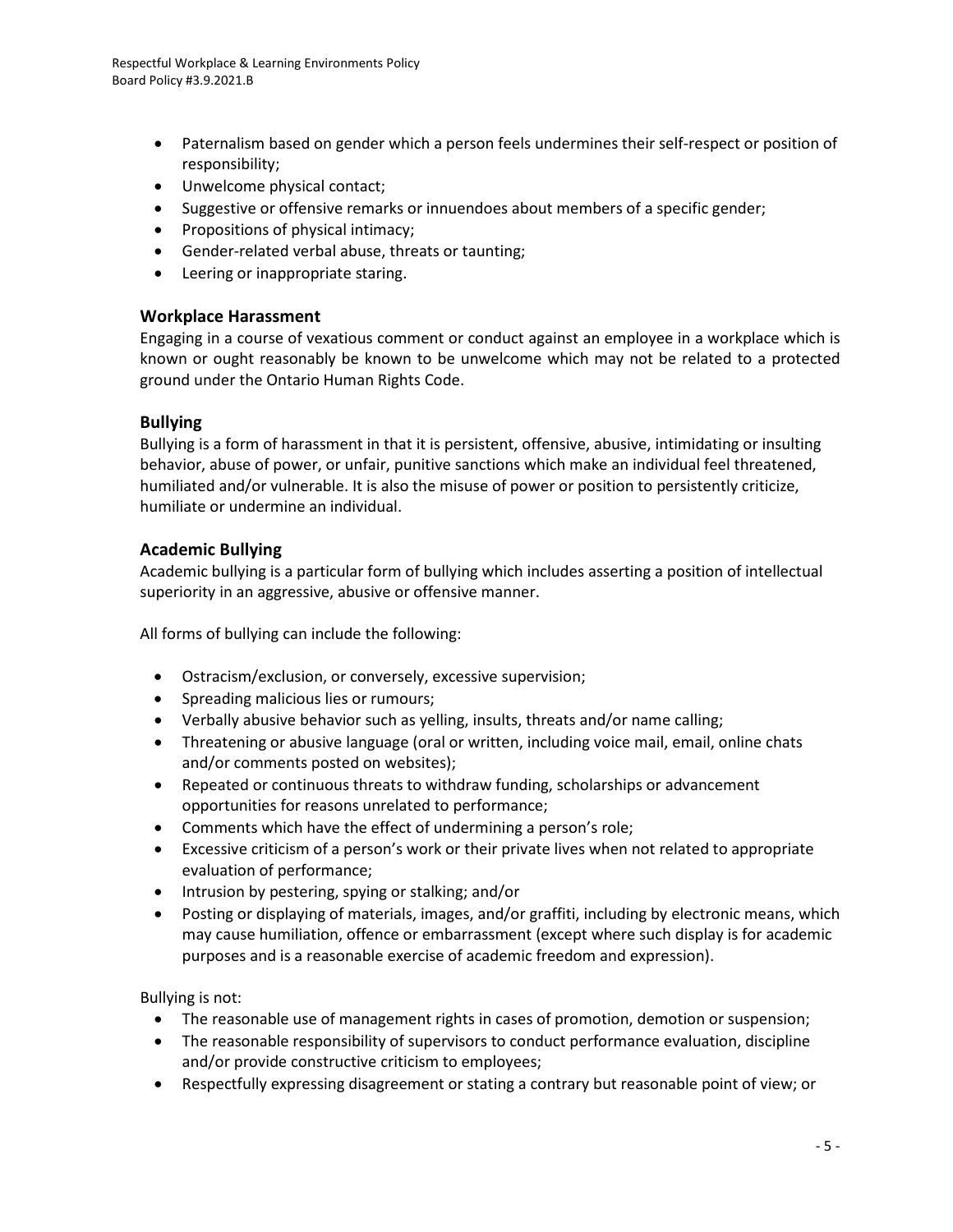- Paternalism based on gender which a person feels undermines their self-respect or position of responsibility;
- Unwelcome physical contact;
- Suggestive or offensive remarks or innuendoes about members of a specific gender;
- Propositions of physical intimacy;
- Gender-related verbal abuse, threats or taunting;
- Leering or inappropriate staring.

### Workplace Harassment

Engaging in a course of vexatious comment or conduct against an employee in a workplace which is known or ought reasonably be known to be unwelcome which may not be related to a protected ground under the Ontario Human Rights Code.

### Bullying

Bullying is a form of harassment in that it is persistent, offensive, abusive, intimidating or insulting behavior, abuse of power, or unfair, punitive sanctions which make an individual feel threatened, humiliated and/or vulnerable. It is also the misuse of power or position to persistently criticize, humiliate or undermine an individual.

### Academic Bullying

Academic bullying is a particular form of bullying which includes asserting a position of intellectual superiority in an aggressive, abusive or offensive manner.

All forms of bullying can include the following:

- Ostracism/exclusion, or conversely, excessive supervision;
- Spreading malicious lies or rumours;
- Verbally abusive behavior such as yelling, insults, threats and/or name calling;
- Threatening or abusive language (oral or written, including voice mail, email, online chats and/or comments posted on websites);
- Repeated or continuous threats to withdraw funding, scholarships or advancement opportunities for reasons unrelated to performance;
- Comments which have the effect of undermining a person's role;
- Excessive criticism of a person's work or their private lives when not related to appropriate evaluation of performance;
- Intrusion by pestering, spying or stalking; and/or
- Posting or displaying of materials, images, and/or graffiti, including by electronic means, which may cause humiliation, offence or embarrassment (except where such display is for academic purposes and is a reasonable exercise of academic freedom and expression).

Bullying is not:

- The reasonable use of management rights in cases of promotion, demotion or suspension;
- The reasonable responsibility of supervisors to conduct performance evaluation, discipline and/or provide constructive criticism to employees;
- Respectfully expressing disagreement or stating a contrary but reasonable point of view; or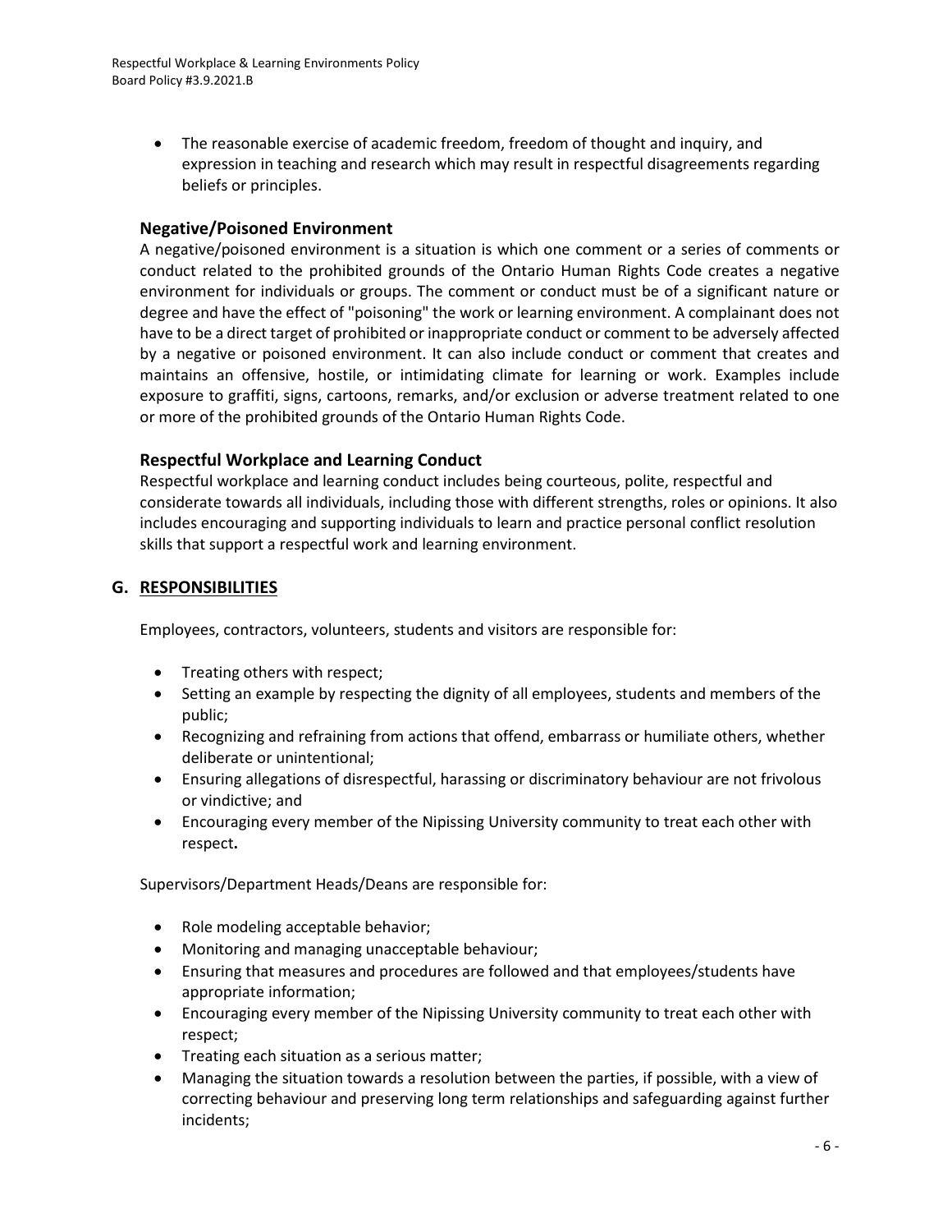- The reasonable exercise of academic freedom, freedom of thought and inquiry, and expression in teaching and research which may result in respectful disagreements regarding beliefs or principles.

### Negative/Poisoned Environment

A negative/poisoned environment is a situation is which one comment or a series of comments or conduct related to the prohibited grounds of the Ontario Human Rights Code creates a negative environment for individuals or groups. The comment or conduct must be of a significant nature or degree and have the effect of "poisoning" the work or learning environment. A complainant does not have to be a direct target of prohibited or inappropriate conduct or comment to be adversely affected by a negative or poisoned environment. It can also include conduct or comment that creates and maintains an offensive, hostile, or intimidating climate for learning or work. Examples include exposure to graffiti, signs, cartoons, remarks, and/or exclusion or adverse treatment related to one or more of the prohibited grounds of the Ontario Human Rights Code.

### Respectful Workplace and Learning Conduct

Respectful workplace and learning conduct includes being courteous, polite, respectful and considerate towards all individuals, including those with different strengths, roles or opinions. It also includes encouraging and supporting individuals to learn and practice personal conflict resolution skills that support a respectful work and learning environment.

## G. RESPONSIBILITIES

Employees, contractors, volunteers, students and visitors are responsible for:

- Treating others with respect;
- Setting an example by respecting the dignity of all employees, students and members of the public;
- Recognizing and refraining from actions that offend, embarrass or humiliate others, whether deliberate or unintentional;
- Ensuring allegations of disrespectful, harassing or discriminatory behaviour are not frivolous or vindictive; and
- Encouraging every member of the Nipissing University community to treat each other with respect**.**

Supervisors/Department Heads/Deans are responsible for:

- Role modeling acceptable behavior;
- Monitoring and managing unacceptable behaviour;
- Ensuring that measures and procedures are followed and that employees/students have appropriate information;
- Encouraging every member of the Nipissing University community to treat each other with respect;
- Treating each situation as a serious matter;
- Managing the situation towards a resolution between the parties, if possible, with a view of correcting behaviour and preserving long term relationships and safeguarding against further incidents;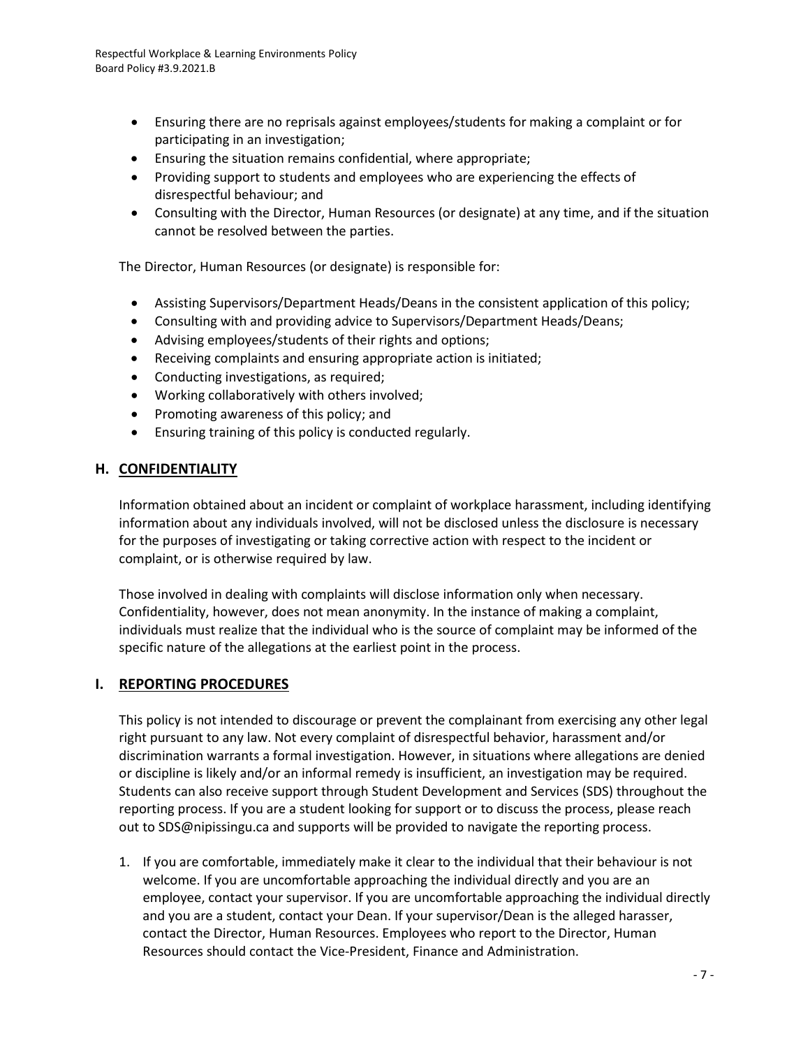- Ensuring there are no reprisals against employees/students for making a complaint or for participating in an investigation;
- Ensuring the situation remains confidential, where appropriate;
- Providing support to students and employees who are experiencing the effects of disrespectful behaviour; and
- Consulting with the Director, Human Resources (or designate) at any time, and if the situation cannot be resolved between the parties.

The Director, Human Resources (or designate) is responsible for:

- Assisting Supervisors/Department Heads/Deans in the consistent application of this policy;
- Consulting with and providing advice to Supervisors/Department Heads/Deans;
- Advising employees/students of their rights and options;
- Receiving complaints and ensuring appropriate action is initiated;
- Conducting investigations, as required;
- Working collaboratively with others involved;
- Promoting awareness of this policy; and
- Ensuring training of this policy is conducted regularly.

## H. CONFIDENTIALITY

Information obtained about an incident or complaint of workplace harassment, including identifying information about any individuals involved, will not be disclosed unless the disclosure is necessary for the purposes of investigating or taking corrective action with respect to the incident or complaint, or is otherwise required by law.

Those involved in dealing with complaints will disclose information only when necessary. Confidentiality, however, does not mean anonymity. In the instance of making a complaint, individuals must realize that the individual who is the source of complaint may be informed of the specific nature of the allegations at the earliest point in the process.

## I. REPORTING PROCEDURES

This policy is not intended to discourage or prevent the complainant from exercising any other legal right pursuant to any law. Not every complaint of disrespectful behavior, harassment and/or discrimination warrants a formal investigation. However, in situations where allegations are denied or discipline is likely and/or an informal remedy is insufficient, an investigation may be required. Students can also receive support through Student Development and Services (SDS) throughout the reporting process. If you are a student looking for support or to discuss the process, please reach out to SDS@nipissingu.ca and supports will be provided to navigate the reporting process.

1. If you are comfortable, immediately make it clear to the individual that their behaviour is not welcome. If you are uncomfortable approaching the individual directly and you are an employee, contact your supervisor. If you are uncomfortable approaching the individual directly and you are a student, contact your Dean. If your supervisor/Dean is the alleged harasser, contact the Director, Human Resources. Employees who report to the Director, Human Resources should contact the Vice-President, Finance and Administration.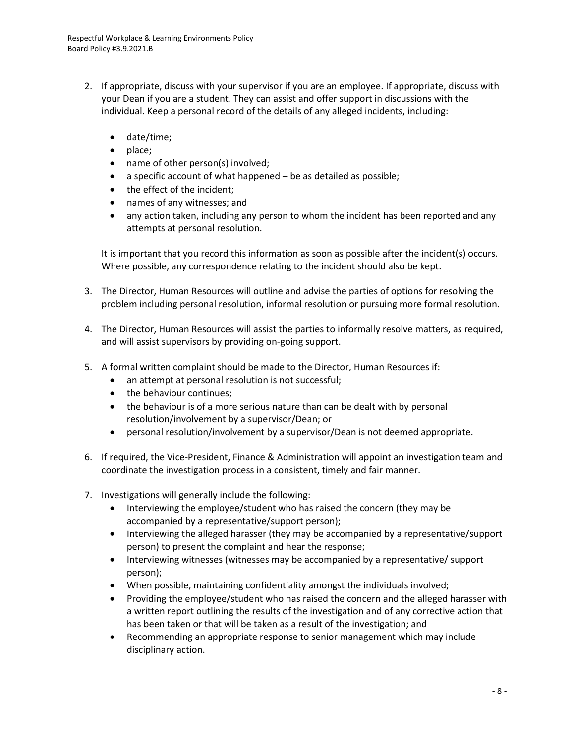2. If appropriate, discuss with your supervisor if you are an employee. If appropriate, discuss with your Dean if you are a student. They can assist and offer support in discussions with the individual. Keep a personal record of the details of any alleged incidents, including:

   - date/time;
   - place;
   - name of other person(s) involved;
   - a specific account of what happened – be as detailed as possible;
   - the effect of the incident;
   - names of any witnesses; and
   - any action taken, including any person to whom the incident has been reported and any attempts at personal resolution.

   It is important that you record this information as soon as possible after the incident(s) occurs. Where possible, any correspondence relating to the incident should also be kept.

3. The Director, Human Resources will outline and advise the parties of options for resolving the problem including personal resolution, informal resolution or pursuing more formal resolution.

4. The Director, Human Resources will assist the parties to informally resolve matters, as required, and will assist supervisors by providing on-going support.

5. A formal written complaint should be made to the Director, Human Resources if:
   - an attempt at personal resolution is not successful;
   - the behaviour continues;
   - the behaviour is of a more serious nature than can be dealt with by personal resolution/involvement by a supervisor/Dean; or
   - personal resolution/involvement by a supervisor/Dean is not deemed appropriate.

6. If required, the Vice-President, Finance & Administration will appoint an investigation team and coordinate the investigation process in a consistent, timely and fair manner.

7. Investigations will generally include the following:
   - Interviewing the employee/student who has raised the concern (they may be accompanied by a representative/support person);
   - Interviewing the alleged harasser (they may be accompanied by a representative/support person) to present the complaint and hear the response;
   - Interviewing witnesses (witnesses may be accompanied by a representative/ support person);
   - When possible, maintaining confidentiality amongst the individuals involved;
   - Providing the employee/student who has raised the concern and the alleged harasser with a written report outlining the results of the investigation and of any corrective action that has been taken or that will be taken as a result of the investigation; and
   - Recommending an appropriate response to senior management which may include disciplinary action.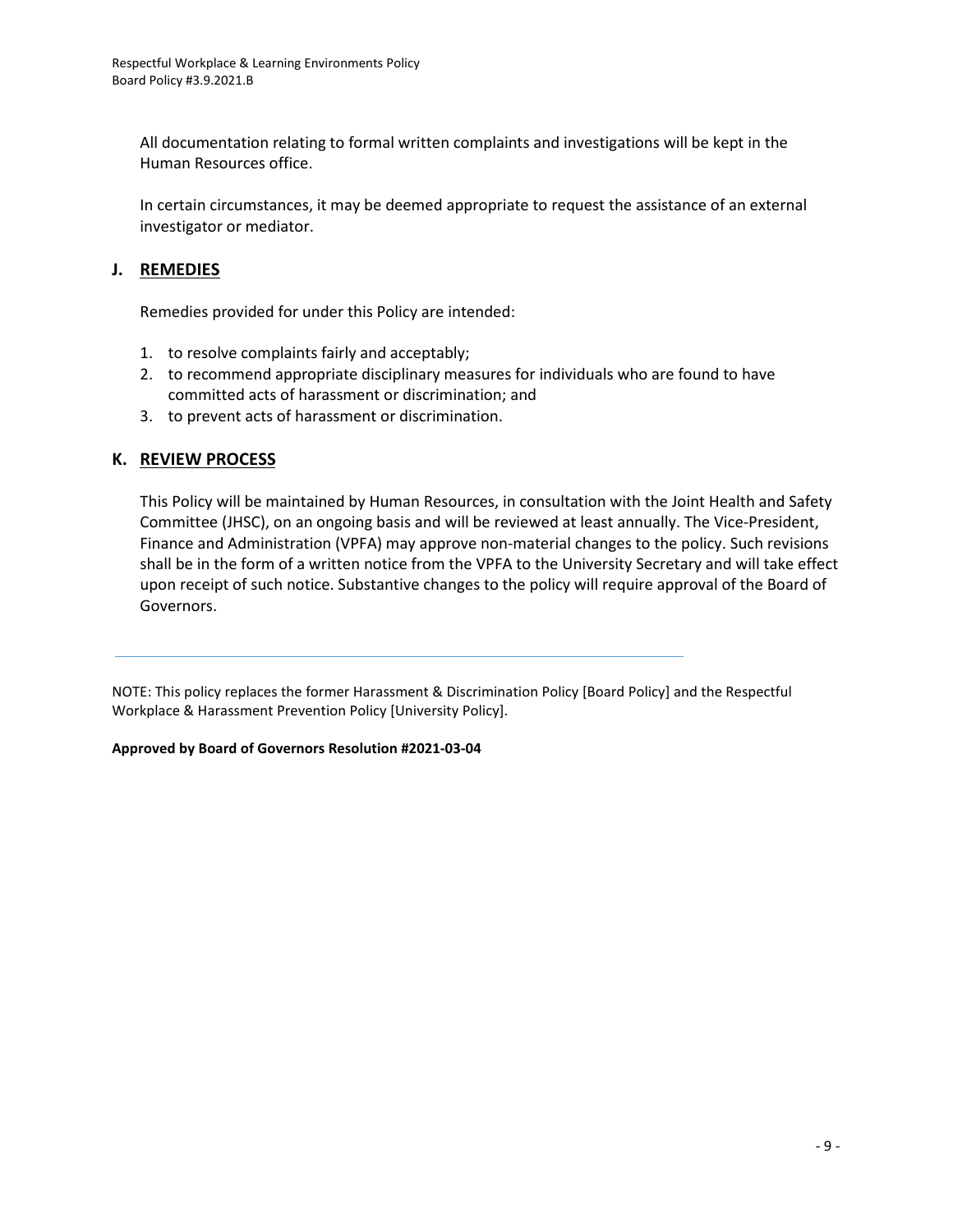All documentation relating to formal written complaints and investigations will be kept in the Human Resources office.

In certain circumstances, it may be deemed appropriate to request the assistance of an external investigator or mediator.

## J. REMEDIES

Remedies provided for under this Policy are intended:

1. to resolve complaints fairly and acceptably;
2. to recommend appropriate disciplinary measures for individuals who are found to have committed acts of harassment or discrimination; and
3. to prevent acts of harassment or discrimination.

## K. REVIEW PROCESS

This Policy will be maintained by Human Resources, in consultation with the Joint Health and Safety Committee (JHSC), on an ongoing basis and will be reviewed at least annually. The Vice-President, Finance and Administration (VPFA) may approve non-material changes to the policy. Such revisions shall be in the form of a written notice from the VPFA to the University Secretary and will take effect upon receipt of such notice. Substantive changes to the policy will require approval of the Board of Governors.

---

NOTE: This policy replaces the former Harassment & Discrimination Policy [Board Policy] and the Respectful Workplace & Harassment Prevention Policy [University Policy].

**Approved by Board of Governors Resolution #2021-03-04**